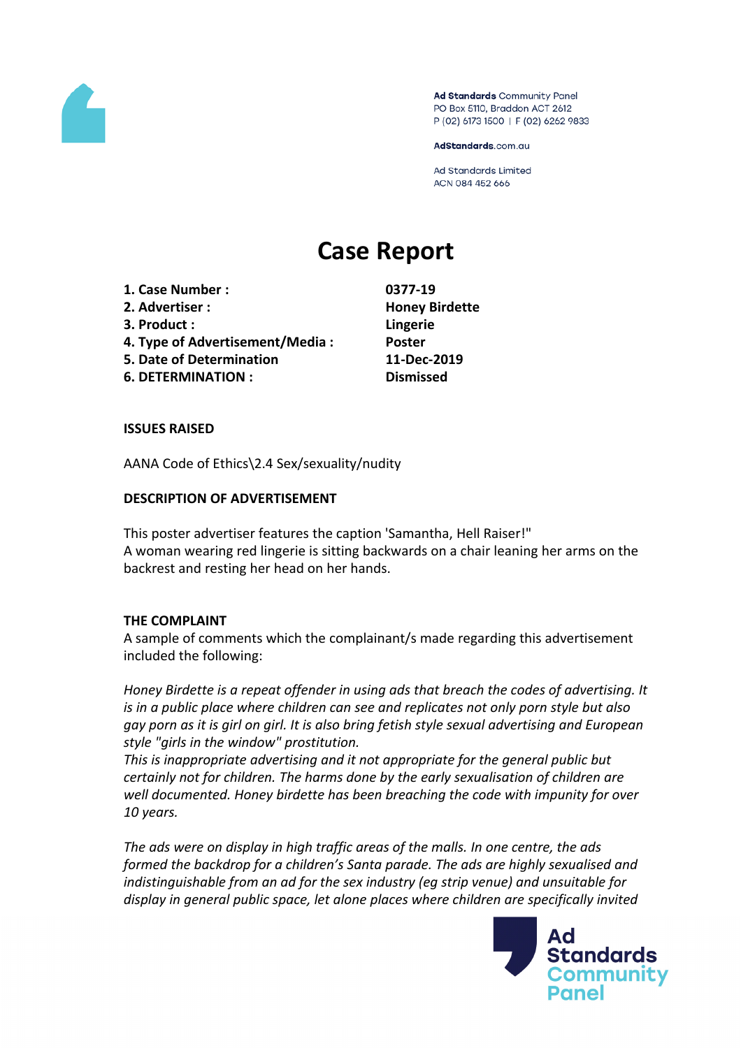Ad Standards Community Panel
PO Box 5110, Braddon ACT 2612
P (02) 6173 1500 | F (02) 6262 9833

AdStandards.com.au

Ad Standards Limited
ACN 084 452 666

# Case Report

| | |
|---|---|
| **1. Case Number :** | **0377-19** |
| **2. Advertiser :** | **Honey Birdette** |
| **3. Product :** | **Lingerie** |
| **4. Type of Advertisement/Media :** | **Poster** |
| **5. Date of Determination** | **11-Dec-2019** |
| **6. DETERMINATION :** | **Dismissed** |

**ISSUES RAISED**

AANA Code of Ethics\2.4 Sex/sexuality/nudity

**DESCRIPTION OF ADVERTISEMENT**

This poster advertiser features the caption 'Samantha, Hell Raiser!"
A woman wearing red lingerie is sitting backwards on a chair leaning her arms on the backrest and resting her head on her hands.

**THE COMPLAINT**

A sample of comments which the complainant/s made regarding this advertisement included the following:

*Honey Birdette is a repeat offender in using ads that breach the codes of advertising. It is in a public place where children can see and replicates not only porn style but also gay porn as it is girl on girl. It is also bring fetish style sexual advertising and European style "girls in the window" prostitution.*
*This is inappropriate advertising and it not appropriate for the general public but certainly not for children. The harms done by the early sexualisation of children are well documented. Honey birdette has been breaching the code with impunity for over 10 years.*

*The ads were on display in high traffic areas of the malls. In one centre, the ads formed the backdrop for a children's Santa parade. The ads are highly sexualised and indistinguishable from an ad for the sex industry (eg strip venue) and unsuitable for display in general public space, let alone places where children are specifically invited*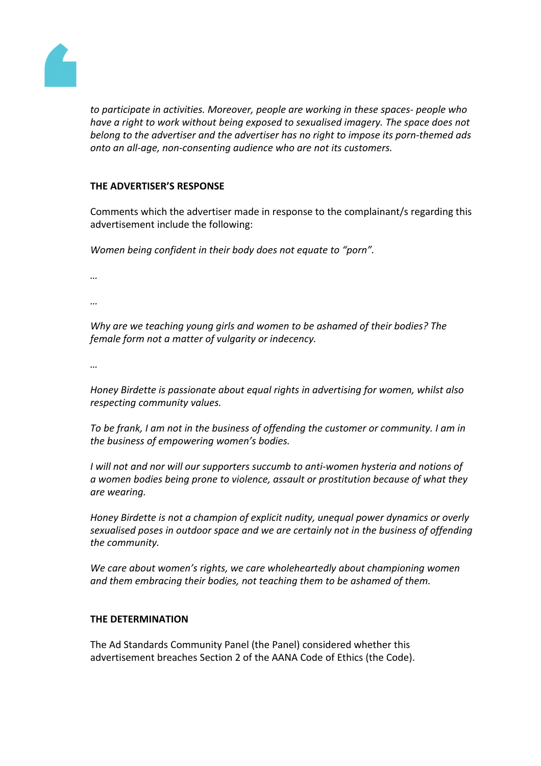*to participate in activities. Moreover, people are working in these spaces- people who have a right to work without being exposed to sexualised imagery. The space does not belong to the advertiser and the advertiser has no right to impose its porn-themed ads onto an all-age, non-consenting audience who are not its customers.*

**THE ADVERTISER'S RESPONSE**

Comments which the advertiser made in response to the complainant/s regarding this advertisement include the following:

*Women being confident in their body does not equate to "porn".*

*…*

*…*

*Why are we teaching young girls and women to be ashamed of their bodies? The female form not a matter of vulgarity or indecency.*

*…*

*Honey Birdette is passionate about equal rights in advertising for women, whilst also respecting community values.*

*To be frank, I am not in the business of offending the customer or community. I am in the business of empowering women's bodies.*

*I will not and nor will our supporters succumb to anti-women hysteria and notions of a women bodies being prone to violence, assault or prostitution because of what they are wearing.*

*Honey Birdette is not a champion of explicit nudity, unequal power dynamics or overly sexualised poses in outdoor space and we are certainly not in the business of offending the community.*

*We care about women's rights, we care wholeheartedly about championing women and them embracing their bodies, not teaching them to be ashamed of them.*

**THE DETERMINATION**

The Ad Standards Community Panel (the Panel) considered whether this advertisement breaches Section 2 of the AANA Code of Ethics (the Code).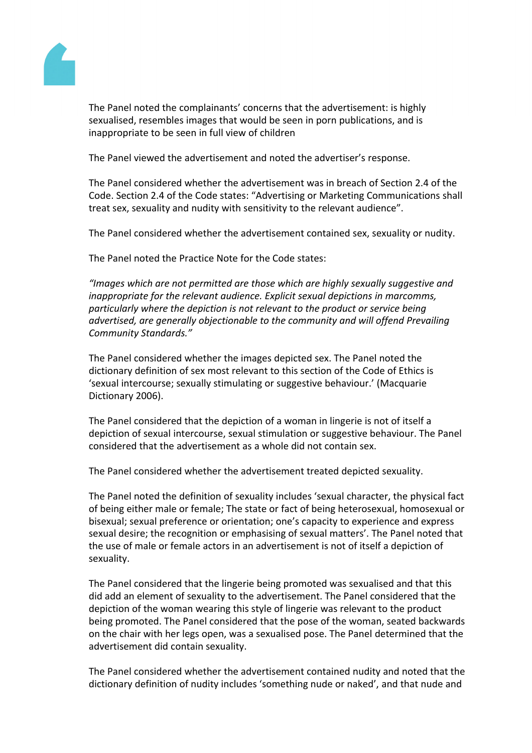The Panel noted the complainants' concerns that the advertisement: is highly sexualised, resembles images that would be seen in porn publications, and is inappropriate to be seen in full view of children

The Panel viewed the advertisement and noted the advertiser's response.

The Panel considered whether the advertisement was in breach of Section 2.4 of the Code. Section 2.4 of the Code states: "Advertising or Marketing Communications shall treat sex, sexuality and nudity with sensitivity to the relevant audience".

The Panel considered whether the advertisement contained sex, sexuality or nudity.

The Panel noted the Practice Note for the Code states:

*"Images which are not permitted are those which are highly sexually suggestive and inappropriate for the relevant audience. Explicit sexual depictions in marcomms, particularly where the depiction is not relevant to the product or service being advertised, are generally objectionable to the community and will offend Prevailing Community Standards."*

The Panel considered whether the images depicted sex. The Panel noted the dictionary definition of sex most relevant to this section of the Code of Ethics is 'sexual intercourse; sexually stimulating or suggestive behaviour.' (Macquarie Dictionary 2006).

The Panel considered that the depiction of a woman in lingerie is not of itself a depiction of sexual intercourse, sexual stimulation or suggestive behaviour. The Panel considered that the advertisement as a whole did not contain sex.

The Panel considered whether the advertisement treated depicted sexuality.

The Panel noted the definition of sexuality includes 'sexual character, the physical fact of being either male or female; The state or fact of being heterosexual, homosexual or bisexual; sexual preference or orientation; one's capacity to experience and express sexual desire; the recognition or emphasising of sexual matters'. The Panel noted that the use of male or female actors in an advertisement is not of itself a depiction of sexuality.

The Panel considered that the lingerie being promoted was sexualised and that this did add an element of sexuality to the advertisement. The Panel considered that the depiction of the woman wearing this style of lingerie was relevant to the product being promoted. The Panel considered that the pose of the woman, seated backwards on the chair with her legs open, was a sexualised pose. The Panel determined that the advertisement did contain sexuality.

The Panel considered whether the advertisement contained nudity and noted that the dictionary definition of nudity includes 'something nude or naked', and that nude and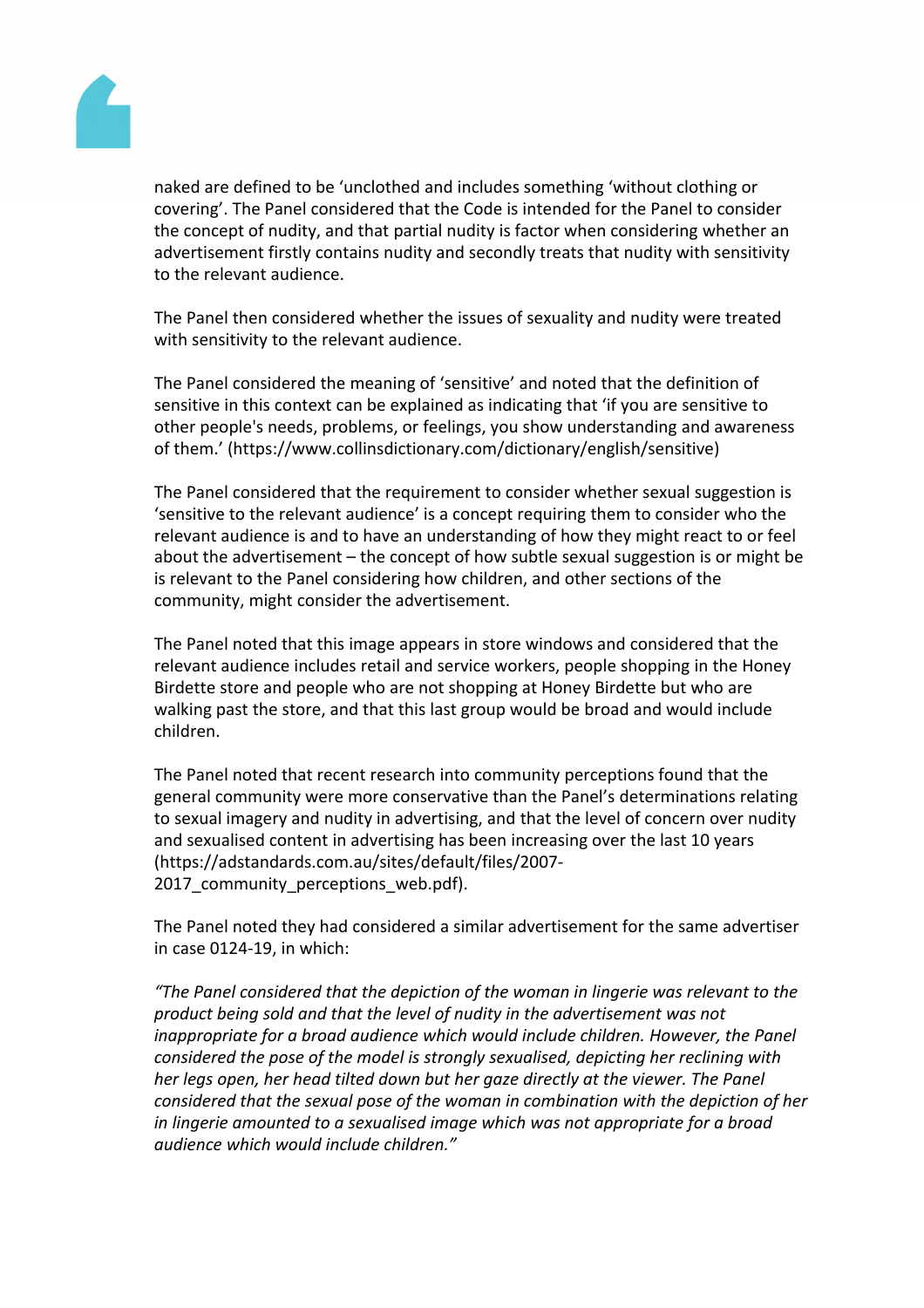naked are defined to be 'unclothed and includes something 'without clothing or covering'. The Panel considered that the Code is intended for the Panel to consider the concept of nudity, and that partial nudity is factor when considering whether an advertisement firstly contains nudity and secondly treats that nudity with sensitivity to the relevant audience.

The Panel then considered whether the issues of sexuality and nudity were treated with sensitivity to the relevant audience.

The Panel considered the meaning of 'sensitive' and noted that the definition of sensitive in this context can be explained as indicating that 'if you are sensitive to other people's needs, problems, or feelings, you show understanding and awareness of them.' (https://www.collinsdictionary.com/dictionary/english/sensitive)

The Panel considered that the requirement to consider whether sexual suggestion is 'sensitive to the relevant audience' is a concept requiring them to consider who the relevant audience is and to have an understanding of how they might react to or feel about the advertisement – the concept of how subtle sexual suggestion is or might be is relevant to the Panel considering how children, and other sections of the community, might consider the advertisement.

The Panel noted that this image appears in store windows and considered that the relevant audience includes retail and service workers, people shopping in the Honey Birdette store and people who are not shopping at Honey Birdette but who are walking past the store, and that this last group would be broad and would include children.

The Panel noted that recent research into community perceptions found that the general community were more conservative than the Panel's determinations relating to sexual imagery and nudity in advertising, and that the level of concern over nudity and sexualised content in advertising has been increasing over the last 10 years (https://adstandards.com.au/sites/default/files/2007-2017_community_perceptions_web.pdf).

The Panel noted they had considered a similar advertisement for the same advertiser in case 0124-19, in which:

*"The Panel considered that the depiction of the woman in lingerie was relevant to the product being sold and that the level of nudity in the advertisement was not inappropriate for a broad audience which would include children. However, the Panel considered the pose of the model is strongly sexualised, depicting her reclining with her legs open, her head tilted down but her gaze directly at the viewer. The Panel considered that the sexual pose of the woman in combination with the depiction of her in lingerie amounted to a sexualised image which was not appropriate for a broad audience which would include children."*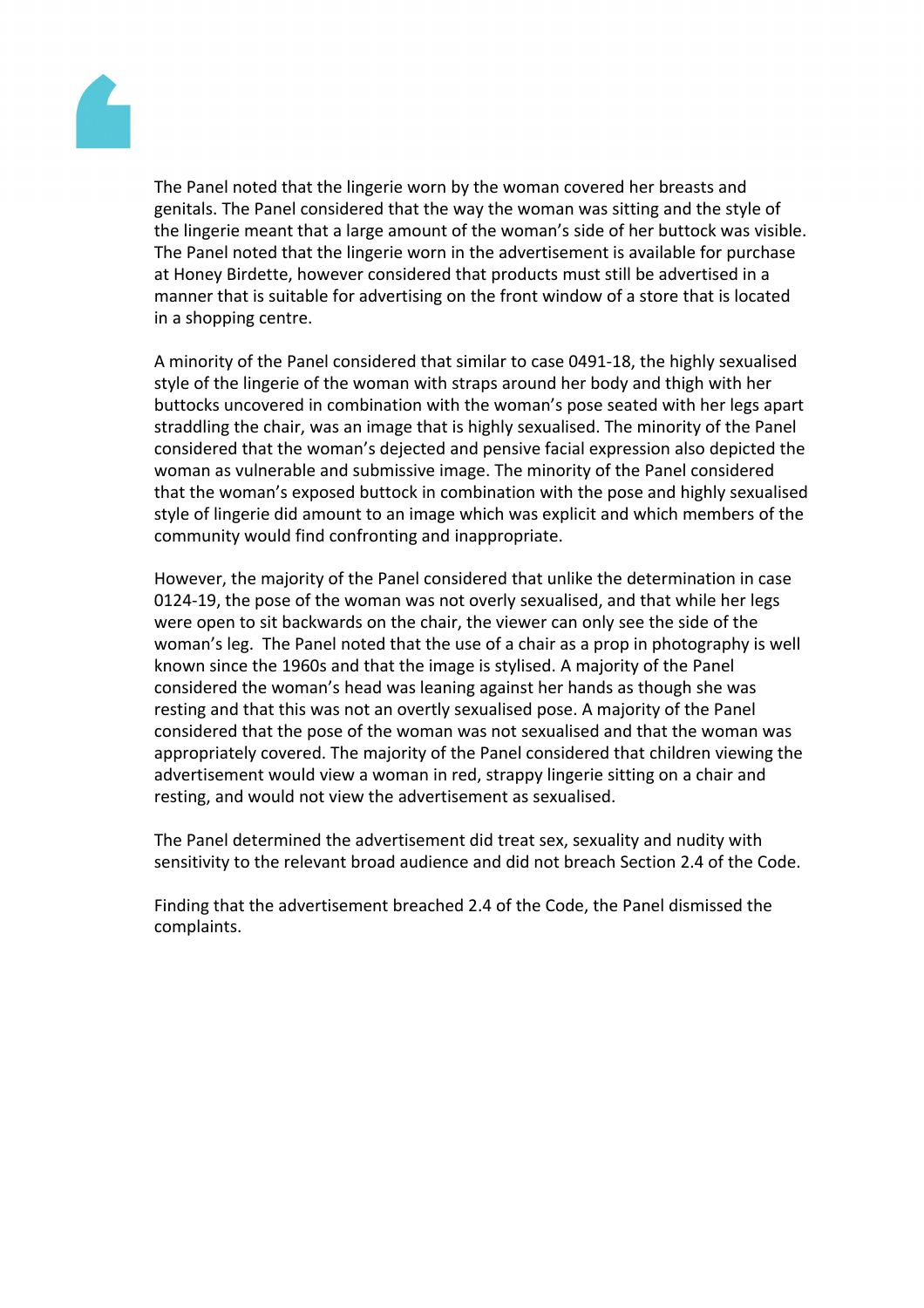The Panel noted that the lingerie worn by the woman covered her breasts and genitals. The Panel considered that the way the woman was sitting and the style of the lingerie meant that a large amount of the woman's side of her buttock was visible. The Panel noted that the lingerie worn in the advertisement is available for purchase at Honey Birdette, however considered that products must still be advertised in a manner that is suitable for advertising on the front window of a store that is located in a shopping centre.

A minority of the Panel considered that similar to case 0491-18, the highly sexualised style of the lingerie of the woman with straps around her body and thigh with her buttocks uncovered in combination with the woman's pose seated with her legs apart straddling the chair, was an image that is highly sexualised. The minority of the Panel considered that the woman's dejected and pensive facial expression also depicted the woman as vulnerable and submissive image. The minority of the Panel considered that the woman's exposed buttock in combination with the pose and highly sexualised style of lingerie did amount to an image which was explicit and which members of the community would find confronting and inappropriate.

However, the majority of the Panel considered that unlike the determination in case 0124-19, the pose of the woman was not overly sexualised, and that while her legs were open to sit backwards on the chair, the viewer can only see the side of the woman's leg. The Panel noted that the use of a chair as a prop in photography is well known since the 1960s and that the image is stylised. A majority of the Panel considered the woman's head was leaning against her hands as though she was resting and that this was not an overtly sexualised pose. A majority of the Panel considered that the pose of the woman was not sexualised and that the woman was appropriately covered. The majority of the Panel considered that children viewing the advertisement would view a woman in red, strappy lingerie sitting on a chair and resting, and would not view the advertisement as sexualised.

The Panel determined the advertisement did treat sex, sexuality and nudity with sensitivity to the relevant broad audience and did not breach Section 2.4 of the Code.

Finding that the advertisement breached 2.4 of the Code, the Panel dismissed the complaints.